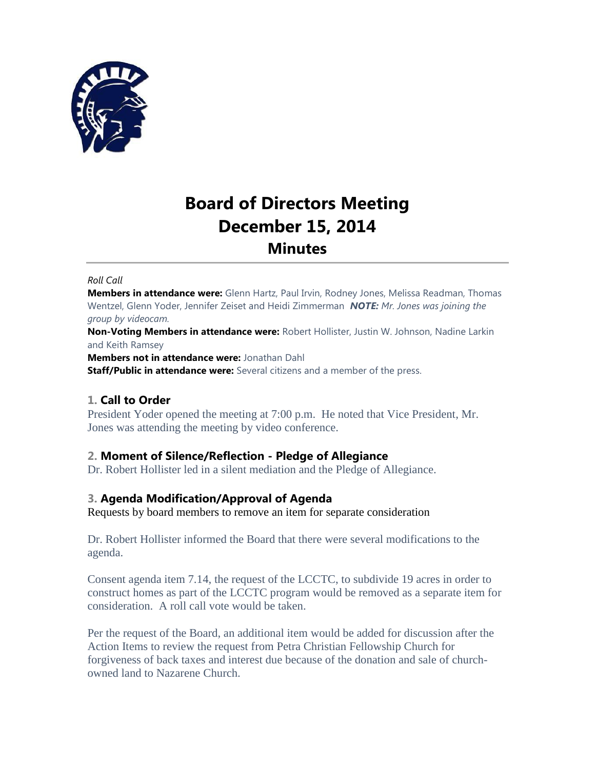# Board of Directors Meeting
# December 15, 2014
## Minutes

*Roll Call*

**Members in attendance were:** Glenn Hartz, Paul Irvin, Rodney Jones, Melissa Readman, Thomas Wentzel, Glenn Yoder, Jennifer Zeiset and Heidi Zimmerman ***NOTE:*** *Mr. Jones was joining the group by videocam.*

**Non-Voting Members in attendance were:** Robert Hollister, Justin W. Johnson, Nadine Larkin and Keith Ramsey

**Members not in attendance were:** Jonathan Dahl

**Staff/Public in attendance were:** Several citizens and a member of the press.

### 1. Call to Order

President Yoder opened the meeting at 7:00 p.m. He noted that Vice President, Mr. Jones was attending the meeting by video conference.

### 2. Moment of Silence/Reflection - Pledge of Allegiance

Dr. Robert Hollister led in a silent mediation and the Pledge of Allegiance.

### 3. Agenda Modification/Approval of Agenda

Requests by board members to remove an item for separate consideration

Dr. Robert Hollister informed the Board that there were several modifications to the agenda.

Consent agenda item 7.14, the request of the LCCTC, to subdivide 19 acres in order to construct homes as part of the LCCTC program would be removed as a separate item for consideration. A roll call vote would be taken.

Per the request of the Board, an additional item would be added for discussion after the Action Items to review the request from Petra Christian Fellowship Church for forgiveness of back taxes and interest due because of the donation and sale of church-owned land to Nazarene Church.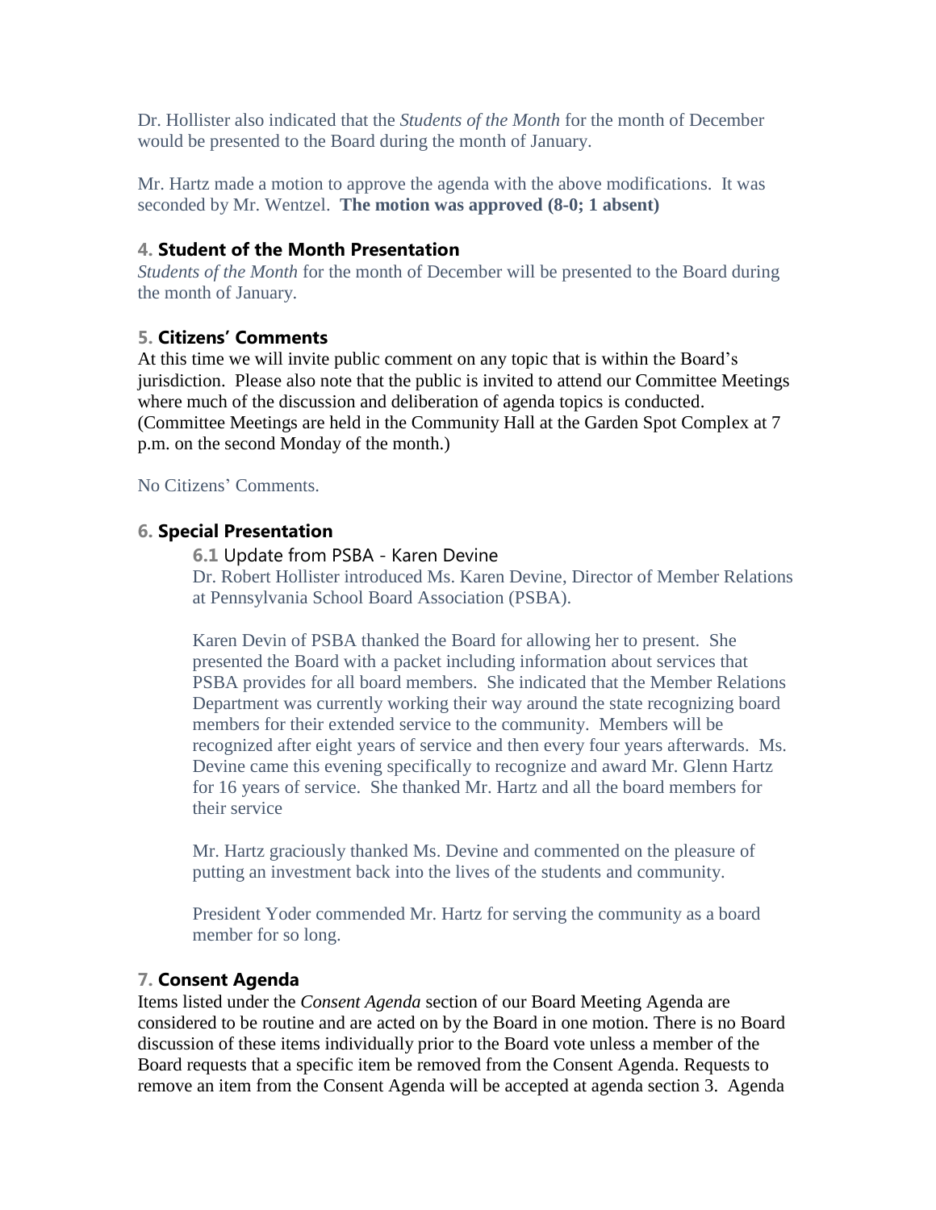Dr. Hollister also indicated that the *Students of the Month* for the month of December would be presented to the Board during the month of January.

Mr. Hartz made a motion to approve the agenda with the above modifications. It was seconded by Mr. Wentzel. **The motion was approved (8-0; 1 absent)**

### 4. Student of the Month Presentation

*Students of the Month* for the month of December will be presented to the Board during the month of January.

### 5. Citizens' Comments

At this time we will invite public comment on any topic that is within the Board's jurisdiction. Please also note that the public is invited to attend our Committee Meetings where much of the discussion and deliberation of agenda topics is conducted. (Committee Meetings are held in the Community Hall at the Garden Spot Complex at 7 p.m. on the second Monday of the month.)

No Citizens' Comments.

### 6. Special Presentation

#### 6.1 Update from PSBA - Karen Devine

Dr. Robert Hollister introduced Ms. Karen Devine, Director of Member Relations at Pennsylvania School Board Association (PSBA).

Karen Devin of PSBA thanked the Board for allowing her to present. She presented the Board with a packet including information about services that PSBA provides for all board members. She indicated that the Member Relations Department was currently working their way around the state recognizing board members for their extended service to the community. Members will be recognized after eight years of service and then every four years afterwards. Ms. Devine came this evening specifically to recognize and award Mr. Glenn Hartz for 16 years of service. She thanked Mr. Hartz and all the board members for their service

Mr. Hartz graciously thanked Ms. Devine and commented on the pleasure of putting an investment back into the lives of the students and community.

President Yoder commended Mr. Hartz for serving the community as a board member for so long.

### 7. Consent Agenda

Items listed under the *Consent Agenda* section of our Board Meeting Agenda are considered to be routine and are acted on by the Board in one motion. There is no Board discussion of these items individually prior to the Board vote unless a member of the Board requests that a specific item be removed from the Consent Agenda. Requests to remove an item from the Consent Agenda will be accepted at agenda section 3. Agenda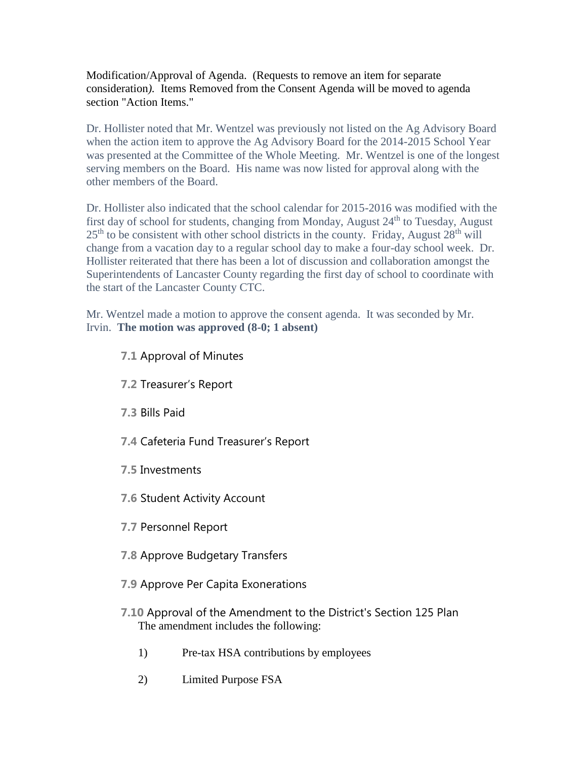Modification/Approval of Agenda. (Requests to remove an item for separate consideration*).* Items Removed from the Consent Agenda will be moved to agenda section "Action Items."

Dr. Hollister noted that Mr. Wentzel was previously not listed on the Ag Advisory Board when the action item to approve the Ag Advisory Board for the 2014-2015 School Year was presented at the Committee of the Whole Meeting. Mr. Wentzel is one of the longest serving members on the Board. His name was now listed for approval along with the other members of the Board.

Dr. Hollister also indicated that the school calendar for 2015-2016 was modified with the first day of school for students, changing from Monday, August 24th to Tuesday, August 25th to be consistent with other school districts in the county. Friday, August 28th will change from a vacation day to a regular school day to make a four-day school week. Dr. Hollister reiterated that there has been a lot of discussion and collaboration amongst the Superintendents of Lancaster County regarding the first day of school to coordinate with the start of the Lancaster County CTC.

Mr. Wentzel made a motion to approve the consent agenda. It was seconded by Mr. Irvin. **The motion was approved (8-0; 1 absent)**

**7.1** Approval of Minutes

**7.2** Treasurer's Report

**7.3** Bills Paid

**7.4** Cafeteria Fund Treasurer's Report

**7.5** Investments

**7.6** Student Activity Account

**7.7** Personnel Report

**7.8** Approve Budgetary Transfers

**7.9** Approve Per Capita Exonerations

**7.10** Approval of the Amendment to the District's Section 125 Plan
The amendment includes the following:

1) Pre-tax HSA contributions by employees

2) Limited Purpose FSA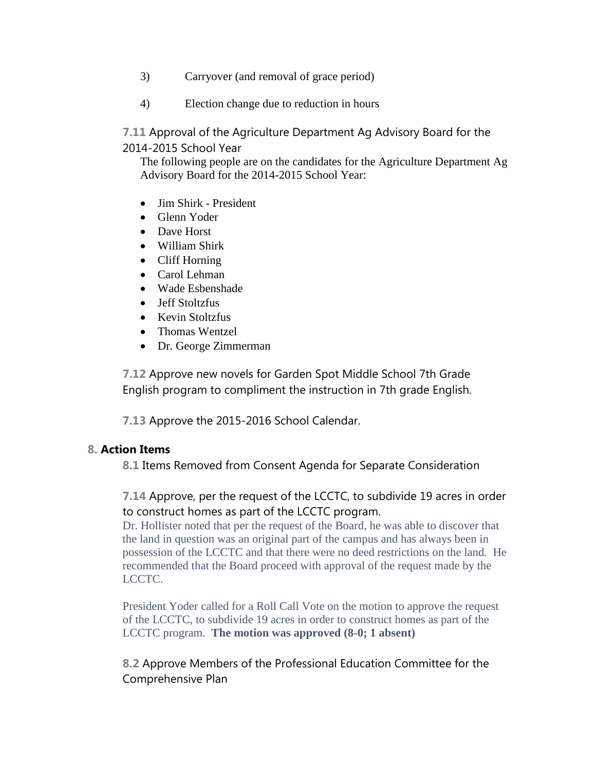3) Carryover (and removal of grace period)

4) Election change due to reduction in hours

**7.11** Approval of the Agriculture Department Ag Advisory Board for the 2014-2015 School Year

The following people are on the candidates for the Agriculture Department Ag Advisory Board for the 2014-2015 School Year:

- Jim Shirk - President
- Glenn Yoder
- Dave Horst
- William Shirk
- Cliff Horning
- Carol Lehman
- Wade Esbenshade
- Jeff Stoltzfus
- Kevin Stoltzfus
- Thomas Wentzel
- Dr. George Zimmerman

**7.12** Approve new novels for Garden Spot Middle School 7th Grade English program to compliment the instruction in 7th grade English.

**7.13** Approve the 2015-2016 School Calendar.

## 8. Action Items

**8.1** Items Removed from Consent Agenda for Separate Consideration

**7.14** Approve, per the request of the LCCTC, to subdivide 19 acres in order to construct homes as part of the LCCTC program.

Dr. Hollister noted that per the request of the Board, he was able to discover that the land in question was an original part of the campus and has always been in possession of the LCCTC and that there were no deed restrictions on the land. He recommended that the Board proceed with approval of the request made by the LCCTC.

President Yoder called for a Roll Call Vote on the motion to approve the request of the LCCTC, to subdivide 19 acres in order to construct homes as part of the LCCTC program. **The motion was approved (8-0; 1 absent)**

**8.2** Approve Members of the Professional Education Committee for the Comprehensive Plan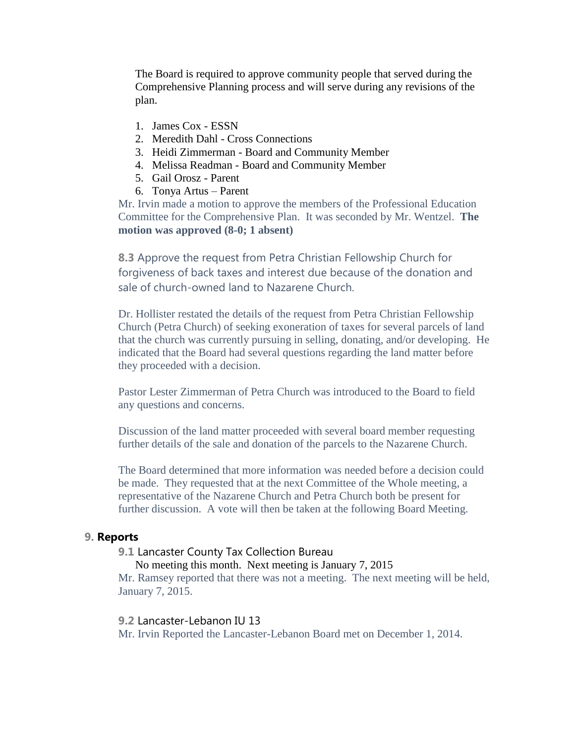The Board is required to approve community people that served during the Comprehensive Planning process and will serve during any revisions of the plan.

1. James Cox - ESSN
2. Meredith Dahl - Cross Connections
3. Heidi Zimmerman - Board and Community Member
4. Melissa Readman - Board and Community Member
5. Gail Orosz - Parent
6. Tonya Artus – Parent

Mr. Irvin made a motion to approve the members of the Professional Education Committee for the Comprehensive Plan. It was seconded by Mr. Wentzel. **The motion was approved (8-0; 1 absent)**

**8.3** Approve the request from Petra Christian Fellowship Church for forgiveness of back taxes and interest due because of the donation and sale of church-owned land to Nazarene Church.

Dr. Hollister restated the details of the request from Petra Christian Fellowship Church (Petra Church) of seeking exoneration of taxes for several parcels of land that the church was currently pursuing in selling, donating, and/or developing. He indicated that the Board had several questions regarding the land matter before they proceeded with a decision.

Pastor Lester Zimmerman of Petra Church was introduced to the Board to field any questions and concerns.

Discussion of the land matter proceeded with several board member requesting further details of the sale and donation of the parcels to the Nazarene Church.

The Board determined that more information was needed before a decision could be made. They requested that at the next Committee of the Whole meeting, a representative of the Nazarene Church and Petra Church both be present for further discussion. A vote will then be taken at the following Board Meeting.

## 9. Reports

**9.1** Lancaster County Tax Collection Bureau

No meeting this month. Next meeting is January 7, 2015

Mr. Ramsey reported that there was not a meeting. The next meeting will be held, January 7, 2015.

**9.2** Lancaster-Lebanon IU 13

Mr. Irvin Reported the Lancaster-Lebanon Board met on December 1, 2014.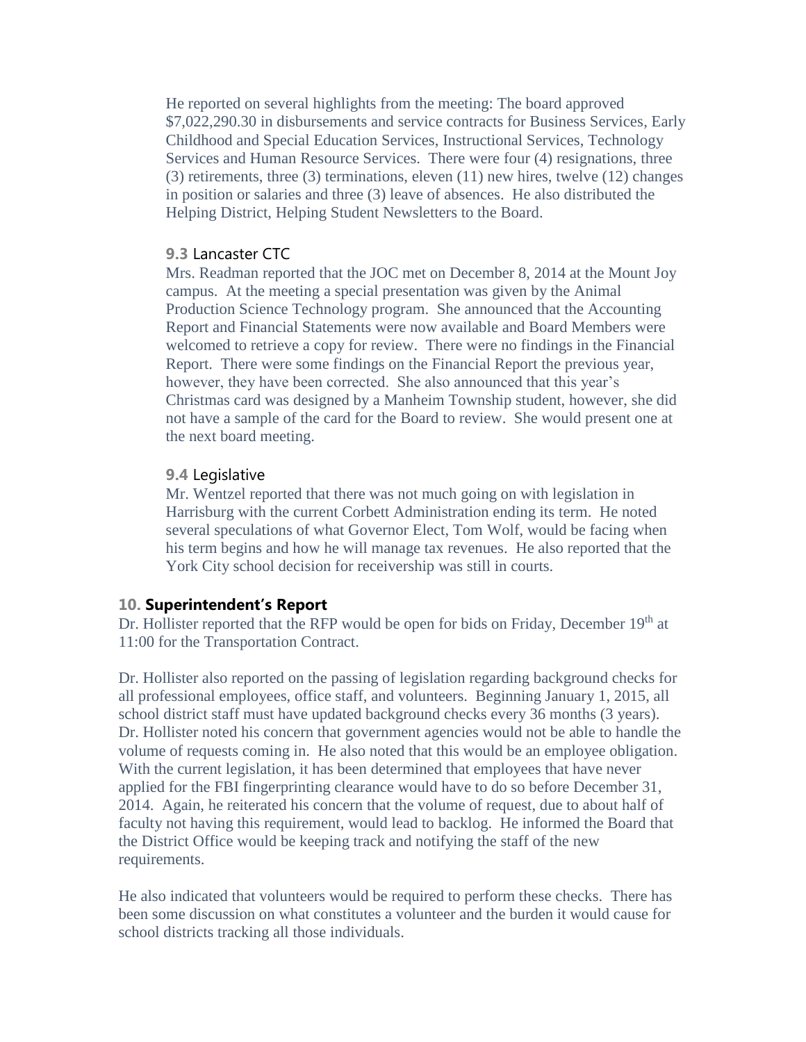He reported on several highlights from the meeting: The board approved $7,022,290.30 in disbursements and service contracts for Business Services, Early Childhood and Special Education Services, Instructional Services, Technology Services and Human Resource Services. There were four (4) resignations, three (3) retirements, three (3) terminations, eleven (11) new hires, twelve (12) changes in position or salaries and three (3) leave of absences. He also distributed the Helping District, Helping Student Newsletters to the Board.

### 9.3 Lancaster CTC

Mrs. Readman reported that the JOC met on December 8, 2014 at the Mount Joy campus. At the meeting a special presentation was given by the Animal Production Science Technology program. She announced that the Accounting Report and Financial Statements were now available and Board Members were welcomed to retrieve a copy for review. There were no findings in the Financial Report. There were some findings on the Financial Report the previous year, however, they have been corrected. She also announced that this year's Christmas card was designed by a Manheim Township student, however, she did not have a sample of the card for the Board to review. She would present one at the next board meeting.

### 9.4 Legislative

Mr. Wentzel reported that there was not much going on with legislation in Harrisburg with the current Corbett Administration ending its term. He noted several speculations of what Governor Elect, Tom Wolf, would be facing when his term begins and how he will manage tax revenues. He also reported that the York City school decision for receivership was still in courts.

## 10. Superintendent's Report

Dr. Hollister reported that the RFP would be open for bids on Friday, December 19th at 11:00 for the Transportation Contract.

Dr. Hollister also reported on the passing of legislation regarding background checks for all professional employees, office staff, and volunteers. Beginning January 1, 2015, all school district staff must have updated background checks every 36 months (3 years). Dr. Hollister noted his concern that government agencies would not be able to handle the volume of requests coming in. He also noted that this would be an employee obligation. With the current legislation, it has been determined that employees that have never applied for the FBI fingerprinting clearance would have to do so before December 31, 2014. Again, he reiterated his concern that the volume of request, due to about half of faculty not having this requirement, would lead to backlog. He informed the Board that the District Office would be keeping track and notifying the staff of the new requirements.

He also indicated that volunteers would be required to perform these checks. There has been some discussion on what constitutes a volunteer and the burden it would cause for school districts tracking all those individuals.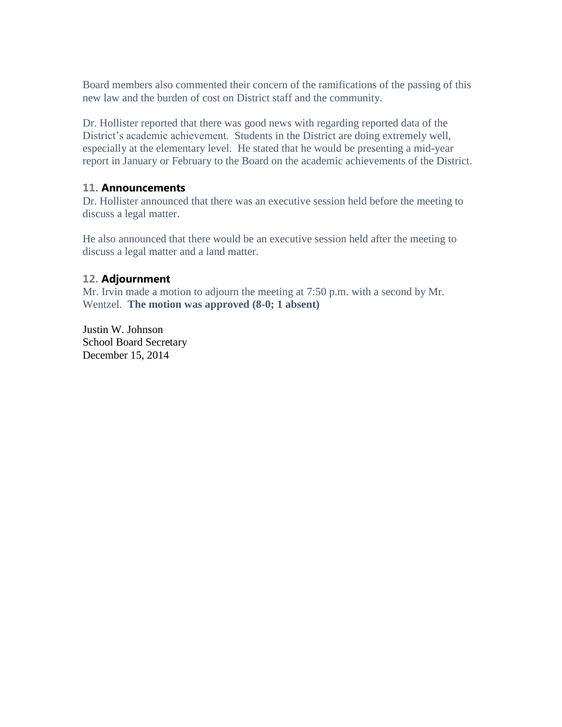Board members also commented their concern of the ramifications of the passing of this new law and the burden of cost on District staff and the community.

Dr. Hollister reported that there was good news with regarding reported data of the District's academic achievement. Students in the District are doing extremely well, especially at the elementary level. He stated that he would be presenting a mid-year report in January or February to the Board on the academic achievements of the District.

### 11. Announcements

Dr. Hollister announced that there was an executive session held before the meeting to discuss a legal matter.

He also announced that there would be an executive session held after the meeting to discuss a legal matter and a land matter.

### 12. Adjournment

Mr. Irvin made a motion to adjourn the meeting at 7:50 p.m. with a second by Mr. Wentzel. **The motion was approved (8-0; 1 absent)**

Justin W. Johnson
School Board Secretary
December 15, 2014